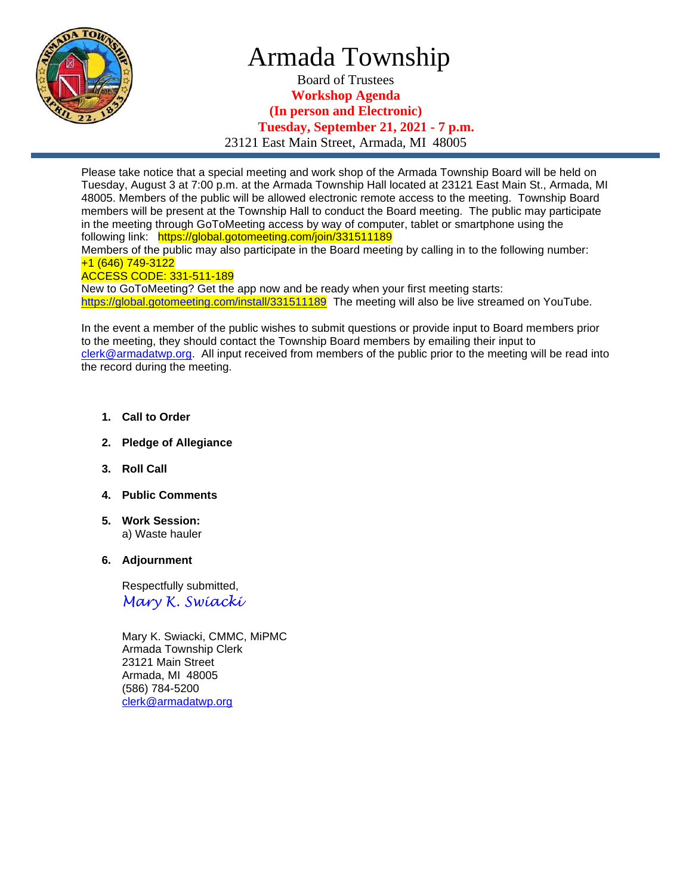# Armada Township

Board of Trustees

**Workshop Agenda**

**(In person and Electronic)**

**Tuesday, September 21, 2021 - 7 p.m.**

23121 East Main Street, Armada, MI 48005

---

Please take notice that a special meeting and work shop of the Armada Township Board will be held on Tuesday, August 3 at 7:00 p.m. at the Armada Township Hall located at 23121 East Main St., Armada, MI 48005. Members of the public will be allowed electronic remote access to the meeting. Township Board members will be present at the Township Hall to conduct the Board meeting. The public may participate in the meeting through GoToMeeting access by way of computer, tablet or smartphone using the following link: https://global.gotomeeting.com/join/331511189

Members of the public may also participate in the Board meeting by calling in to the following number:
+1 (646) 749-3122
ACCESS CODE: 331-511-189

New to GoToMeeting? Get the app now and be ready when your first meeting starts:
https://global.gotomeeting.com/install/331511189 The meeting will also be live streamed on YouTube.

In the event a member of the public wishes to submit questions or provide input to Board members prior to the meeting, they should contact the Township Board members by emailing their input to clerk@armadatwp.org. All input received from members of the public prior to the meeting will be read into the record during the meeting.

1. **Call to Order**
2. **Pledge of Allegiance**
3. **Roll Call**
4. **Public Comments**
5. **Work Session:**
   a) Waste hauler
6. **Adjournment**

Respectfully submitted,
*Mary K. Swiacki*

Mary K. Swiacki, CMMC, MiPMC
Armada Township Clerk
23121 Main Street
Armada, MI 48005
(586) 784-5200
clerk@armadatwp.org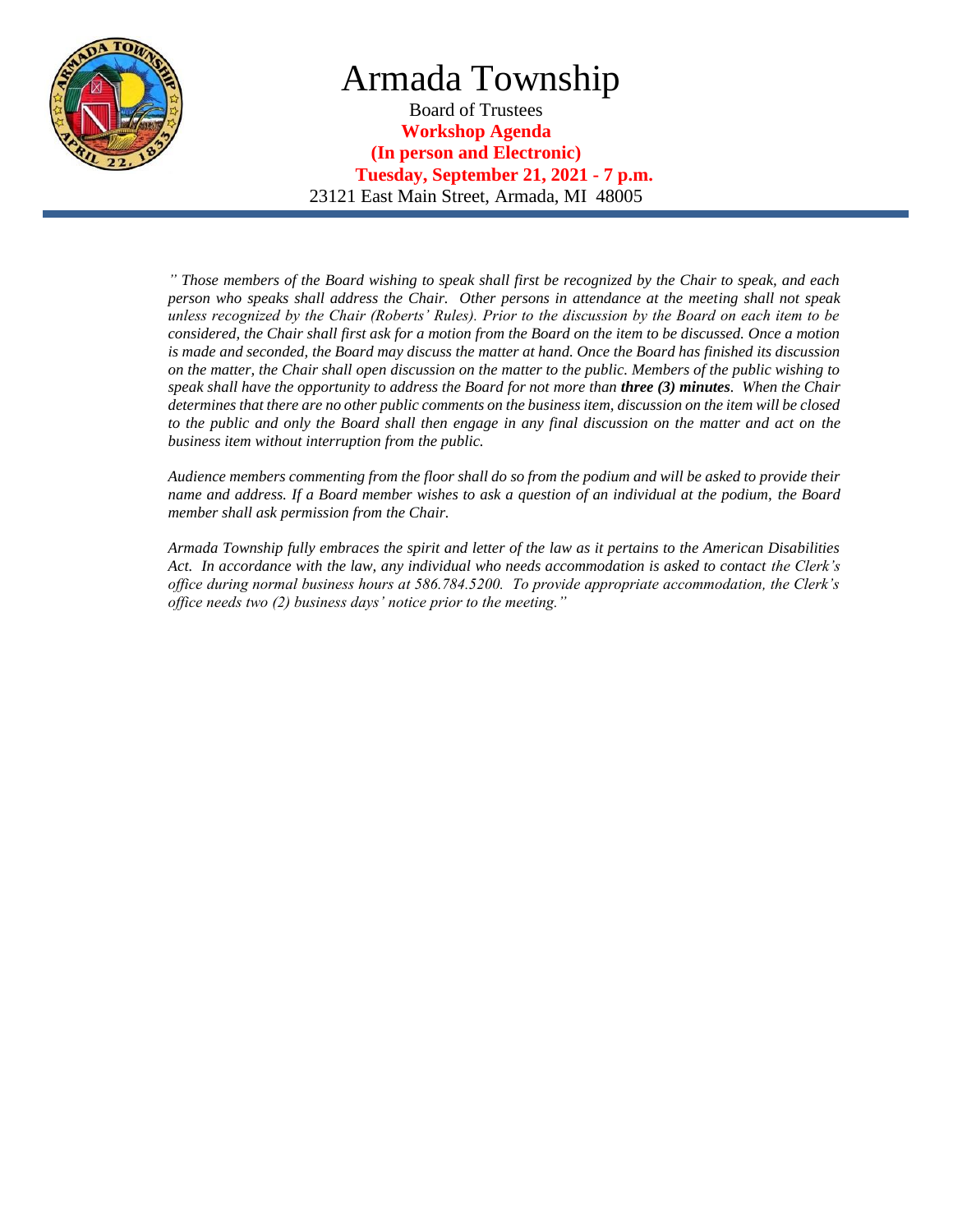# Armada Township

Board of Trustees

**Workshop Agenda**

**(In person and Electronic)**

**Tuesday, September 21, 2021 - 7 p.m.**

23121 East Main Street, Armada, MI 48005

*" Those members of the Board wishing to speak shall first be recognized by the Chair to speak, and each person who speaks shall address the Chair. Other persons in attendance at the meeting shall not speak unless recognized by the Chair (Roberts' Rules). Prior to the discussion by the Board on each item to be considered, the Chair shall first ask for a motion from the Board on the item to be discussed. Once a motion is made and seconded, the Board may discuss the matter at hand. Once the Board has finished its discussion on the matter, the Chair shall open discussion on the matter to the public. Members of the public wishing to speak shall have the opportunity to address the Board for not more than **three (3) minutes**. When the Chair determines that there are no other public comments on the business item, discussion on the item will be closed to the public and only the Board shall then engage in any final discussion on the matter and act on the business item without interruption from the public.*

*Audience members commenting from the floor shall do so from the podium and will be asked to provide their name and address. If a Board member wishes to ask a question of an individual at the podium, the Board member shall ask permission from the Chair.*

*Armada Township fully embraces the spirit and letter of the law as it pertains to the American Disabilities Act. In accordance with the law, any individual who needs accommodation is asked to contact the Clerk's office during normal business hours at 586.784.5200. To provide appropriate accommodation, the Clerk's office needs two (2) business days' notice prior to the meeting."*